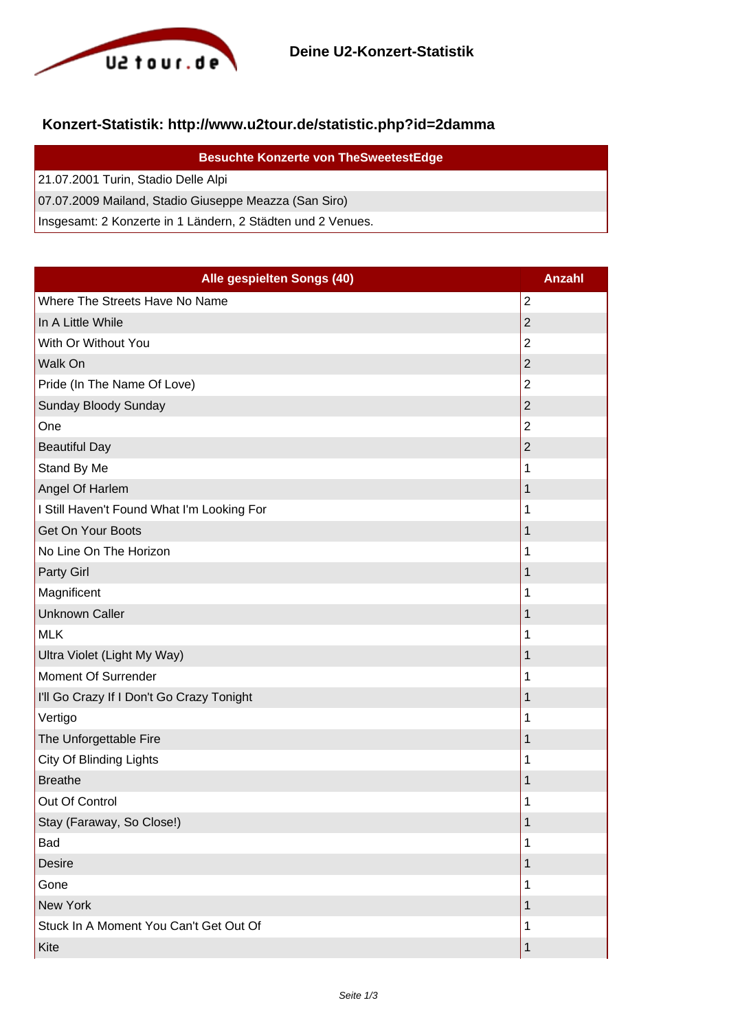Deine U2-Konzert-Statistik

## Konzert-Statistik: http://www.u2tour.de/statistic.php?id=2damma

| Besuchte Konzerte von TheSweetestEdge |
|---|
| 21.07.2001 Turin, Stadio Delle Alpi |
| 07.07.2009 Mailand, Stadio Giuseppe Meazza (San Siro) |
| Insgesamt: 2 Konzerte in 1 Ländern, 2 Städten und 2 Venues. |

| Alle gespielten Songs (40) | Anzahl |
|---|---|
| Where The Streets Have No Name | 2 |
| In A Little While | 2 |
| With Or Without You | 2 |
| Walk On | 2 |
| Pride (In The Name Of Love) | 2 |
| Sunday Bloody Sunday | 2 |
| One | 2 |
| Beautiful Day | 2 |
| Stand By Me | 1 |
| Angel Of Harlem | 1 |
| I Still Haven't Found What I'm Looking For | 1 |
| Get On Your Boots | 1 |
| No Line On The Horizon | 1 |
| Party Girl | 1 |
| Magnificent | 1 |
| Unknown Caller | 1 |
| MLK | 1 |
| Ultra Violet (Light My Way) | 1 |
| Moment Of Surrender | 1 |
| I'll Go Crazy If I Don't Go Crazy Tonight | 1 |
| Vertigo | 1 |
| The Unforgettable Fire | 1 |
| City Of Blinding Lights | 1 |
| Breathe | 1 |
| Out Of Control | 1 |
| Stay (Faraway, So Close!) | 1 |
| Bad | 1 |
| Desire | 1 |
| Gone | 1 |
| New York | 1 |
| Stuck In A Moment You Can't Get Out Of | 1 |
| Kite | 1 |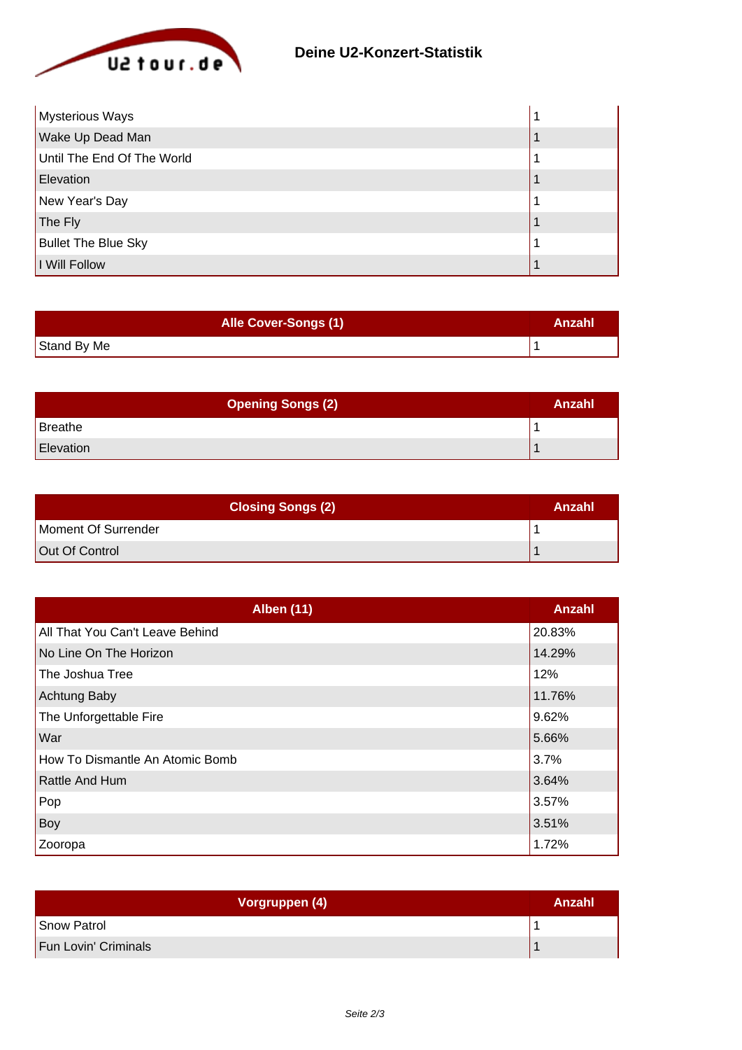# Deine U2-Konzert-Statistik

| | |
|---|---|
| Mysterious Ways | 1 |
| Wake Up Dead Man | 1 |
| Until The End Of The World | 1 |
| Elevation | 1 |
| New Year's Day | 1 |
| The Fly | 1 |
| Bullet The Blue Sky | 1 |
| I Will Follow | 1 |

| Alle Cover-Songs (1) | Anzahl |
|---|---|
| Stand By Me | 1 |

| Opening Songs (2) | Anzahl |
|---|---|
| Breathe | 1 |
| Elevation | 1 |

| Closing Songs (2) | Anzahl |
|---|---|
| Moment Of Surrender | 1 |
| Out Of Control | 1 |

| Alben (11) | Anzahl |
|---|---|
| All That You Can't Leave Behind | 20.83% |
| No Line On The Horizon | 14.29% |
| The Joshua Tree | 12% |
| Achtung Baby | 11.76% |
| The Unforgettable Fire | 9.62% |
| War | 5.66% |
| How To Dismantle An Atomic Bomb | 3.7% |
| Rattle And Hum | 3.64% |
| Pop | 3.57% |
| Boy | 3.51% |
| Zooropa | 1.72% |

| Vorgruppen (4) | Anzahl |
|---|---|
| Snow Patrol | 1 |
| Fun Lovin' Criminals | 1 |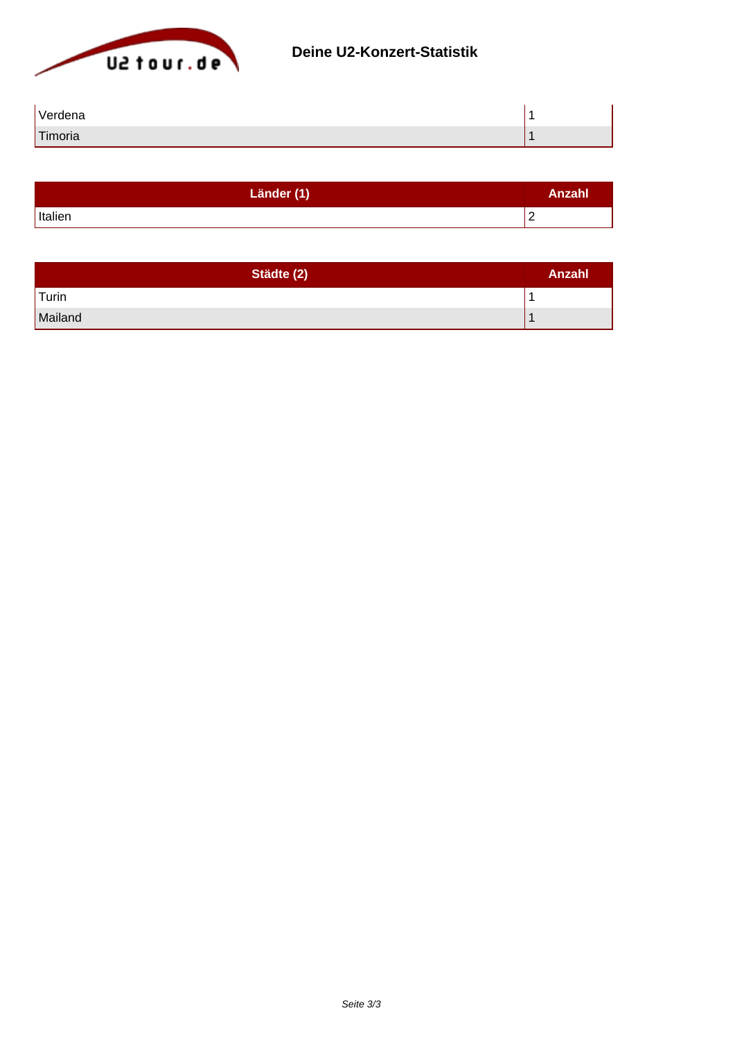| | |
|---|---|
| Verdena | 1 |
| Timoria | 1 |

| Länder (1) | Anzahl |
|---|---|
| Italien | 2 |

| Städte (2) | Anzahl |
|---|---|
| Turin | 1 |
| Mailand | 1 |